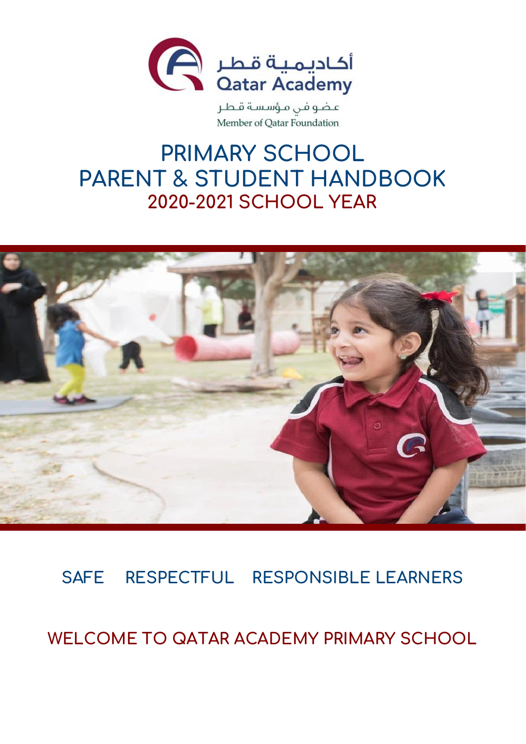أكاديمية قطر
Qatar Academy

عضو في مؤسسة قطر
Member of Qatar Foundation

# PRIMARY SCHOOL
# PARENT & STUDENT HANDBOOK
## 2020-2021 SCHOOL YEAR

SAFE RESPECTFUL RESPONSIBLE LEARNERS

## WELCOME TO QATAR ACADEMY PRIMARY SCHOOL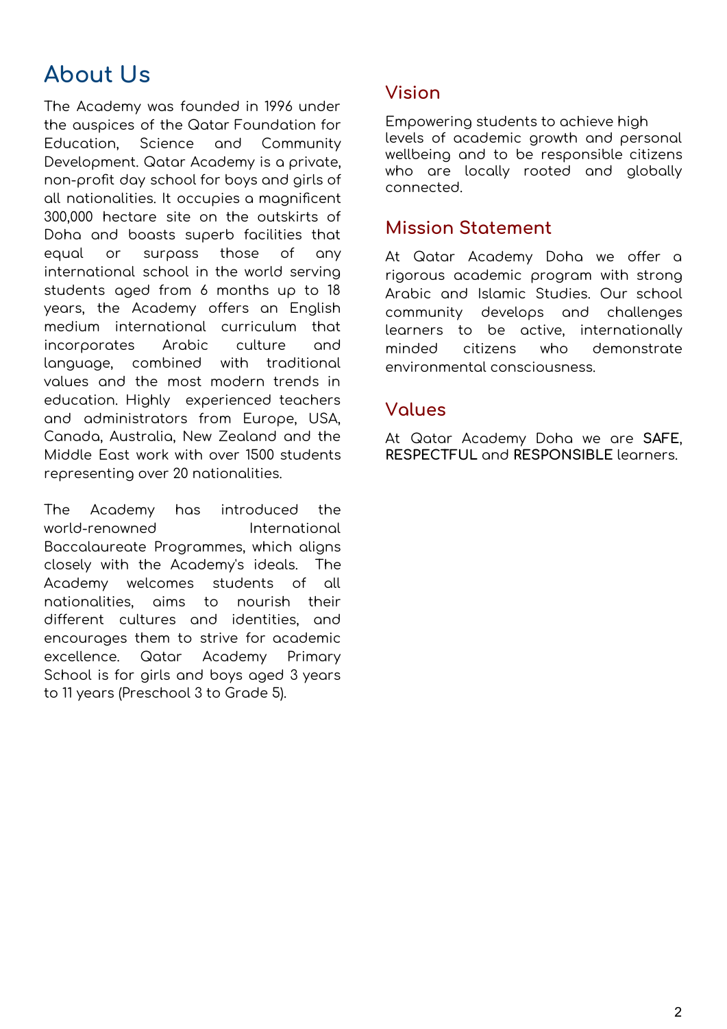# About Us

The Academy was founded in 1996 under the auspices of the Qatar Foundation for Education, Science and Community Development. Qatar Academy is a private, non-profit day school for boys and girls of all nationalities. It occupies a magnificent 300,000 hectare site on the outskirts of Doha and boasts superb facilities that equal or surpass those of any international school in the world serving students aged from 6 months up to 18 years, the Academy offers an English medium international curriculum that incorporates Arabic culture and language, combined with traditional values and the most modern trends in education. Highly experienced teachers and administrators from Europe, USA, Canada, Australia, New Zealand and the Middle East work with over 1500 students representing over 20 nationalities.

The Academy has introduced the world-renowned International Baccalaureate Programmes, which aligns closely with the Academy's ideals. The Academy welcomes students of all nationalities, aims to nourish their different cultures and identities, and encourages them to strive for academic excellence. Qatar Academy Primary School is for girls and boys aged 3 years to 11 years (Preschool 3 to Grade 5).

## Vision

Empowering students to achieve high levels of academic growth and personal wellbeing and to be responsible citizens who are locally rooted and globally connected.

## Mission Statement

At Qatar Academy Doha we offer a rigorous academic program with strong Arabic and Islamic Studies. Our school community develops and challenges learners to be active, internationally minded citizens who demonstrate environmental consciousness.

## Values

At Qatar Academy Doha we are **SAFE**, **RESPECTFUL** and **RESPONSIBLE** learners.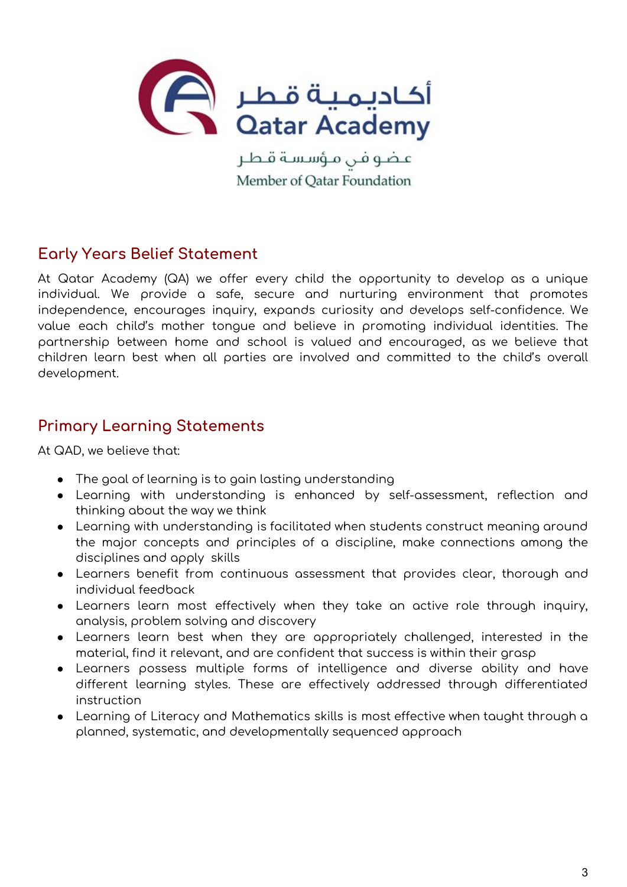## Early Years Belief Statement

At Qatar Academy (QA) we offer every child the opportunity to develop as a unique individual. We provide a safe, secure and nurturing environment that promotes independence, encourages inquiry, expands curiosity and develops self-confidence. We value each child's mother tongue and believe in promoting individual identities. The partnership between home and school is valued and encouraged, as we believe that children learn best when all parties are involved and committed to the child's overall development.

## Primary Learning Statements

At QAD, we believe that:

- The goal of learning is to gain lasting understanding
- Learning with understanding is enhanced by self-assessment, reflection and thinking about the way we think
- Learning with understanding is facilitated when students construct meaning around the major concepts and principles of a discipline, make connections among the disciplines and apply skills
- Learners benefit from continuous assessment that provides clear, thorough and individual feedback
- Learners learn most effectively when they take an active role through inquiry, analysis, problem solving and discovery
- Learners learn best when they are appropriately challenged, interested in the material, find it relevant, and are confident that success is within their grasp
- Learners possess multiple forms of intelligence and diverse ability and have different learning styles. These are effectively addressed through differentiated instruction
- Learning of Literacy and Mathematics skills is most effective when taught through a planned, systematic, and developmentally sequenced approach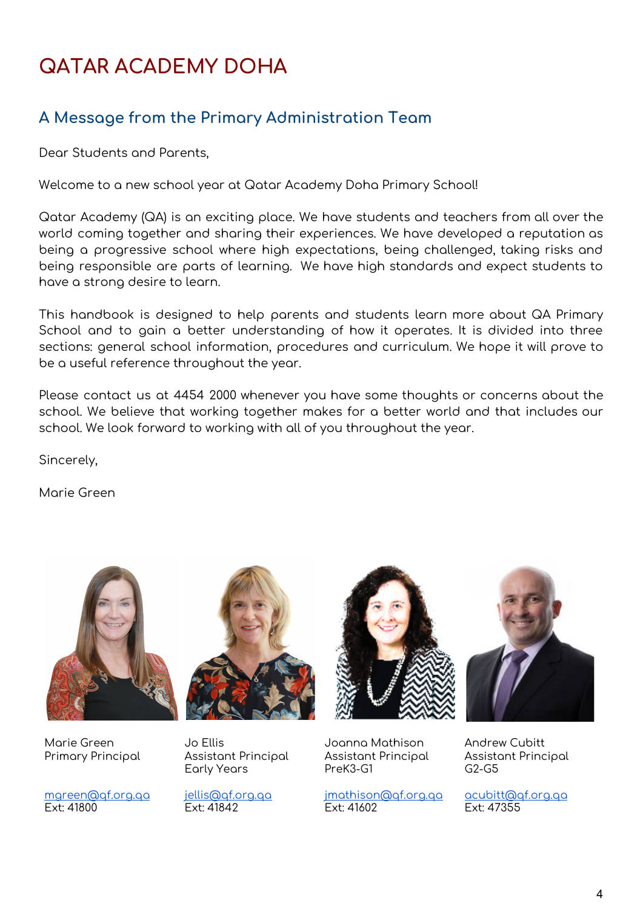# QATAR ACADEMY DOHA

## A Message from the Primary Administration Team

Dear Students and Parents,

Welcome to a new school year at Qatar Academy Doha Primary School!

Qatar Academy (QA) is an exciting place. We have students and teachers from all over the world coming together and sharing their experiences. We have developed a reputation as being a progressive school where high expectations, being challenged, taking risks and being responsible are parts of learning. We have high standards and expect students to have a strong desire to learn.

This handbook is designed to help parents and students learn more about QA Primary School and to gain a better understanding of how it operates. It is divided into three sections: general school information, procedures and curriculum. We hope it will prove to be a useful reference throughout the year.

Please contact us at 4454 2000 whenever you have some thoughts or concerns about the school. We believe that working together makes for a better world and that includes our school. We look forward to working with all of you throughout the year.

Sincerely,

Marie Green

Marie Green
Primary Principal

mgreen@qf.org.qa
Ext: 41800

Jo Ellis
Assistant Principal
Early Years

jellis@qf.org.qa
Ext: 41842

Joanna Mathison
Assistant Principal
PreK3-G1

jmathison@qf.org.qa
Ext: 41602

Andrew Cubitt
Assistant Principal
G2-G5

acubitt@qf.org.qa
Ext: 47355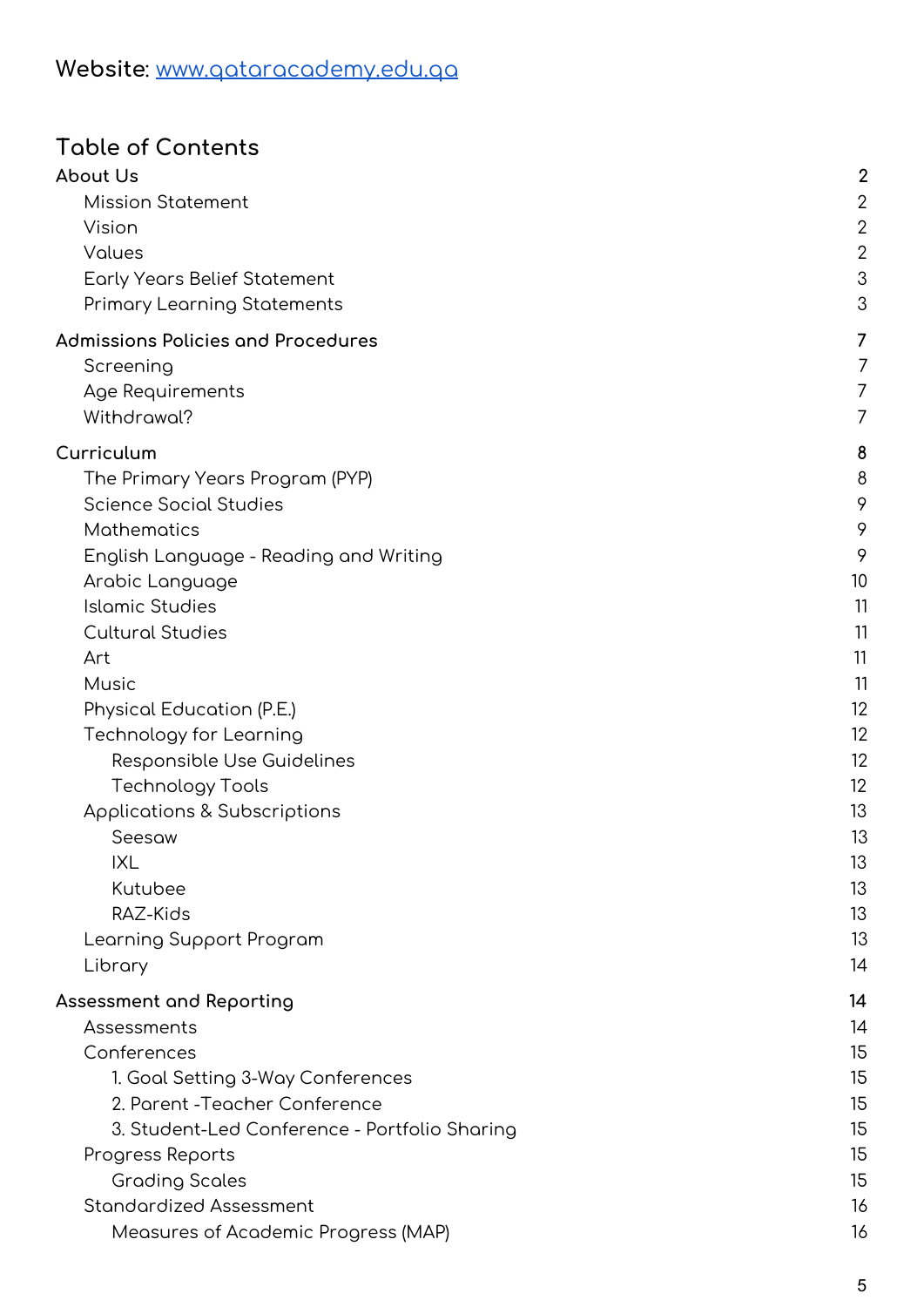Website: [www.qataracademy.edu.qa](http://www.qataracademy.edu.qa)

## Table of Contents

| | |
|---|---|
| **About Us** | 2 |
| Mission Statement | 2 |
| Vision | 2 |
| Values | 2 |
| Early Years Belief Statement | 3 |
| Primary Learning Statements | 3 |
| **Admissions Policies and Procedures** | 7 |
| Screening | 7 |
| Age Requirements | 7 |
| Withdrawal? | 7 |
| **Curriculum** | 8 |
| The Primary Years Program (PYP) | 8 |
| Science Social Studies | 9 |
| Mathematics | 9 |
| English Language - Reading and Writing | 9 |
| Arabic Language | 10 |
| Islamic Studies | 11 |
| Cultural Studies | 11 |
| Art | 11 |
| Music | 11 |
| Physical Education (P.E.) | 12 |
| Technology for Learning | 12 |
| Responsible Use Guidelines | 12 |
| Technology Tools | 12 |
| Applications & Subscriptions | 13 |
| Seesaw | 13 |
| IXL | 13 |
| Kutubee | 13 |
| RAZ-Kids | 13 |
| Learning Support Program | 13 |
| Library | 14 |
| **Assessment and Reporting** | 14 |
| Assessments | 14 |
| Conferences | 15 |
| 1. Goal Setting 3-Way Conferences | 15 |
| 2. Parent -Teacher Conference | 15 |
| 3. Student-Led Conference - Portfolio Sharing | 15 |
| Progress Reports | 15 |
| Grading Scales | 15 |
| Standardized Assessment | 16 |
| Measures of Academic Progress (MAP) | 16 |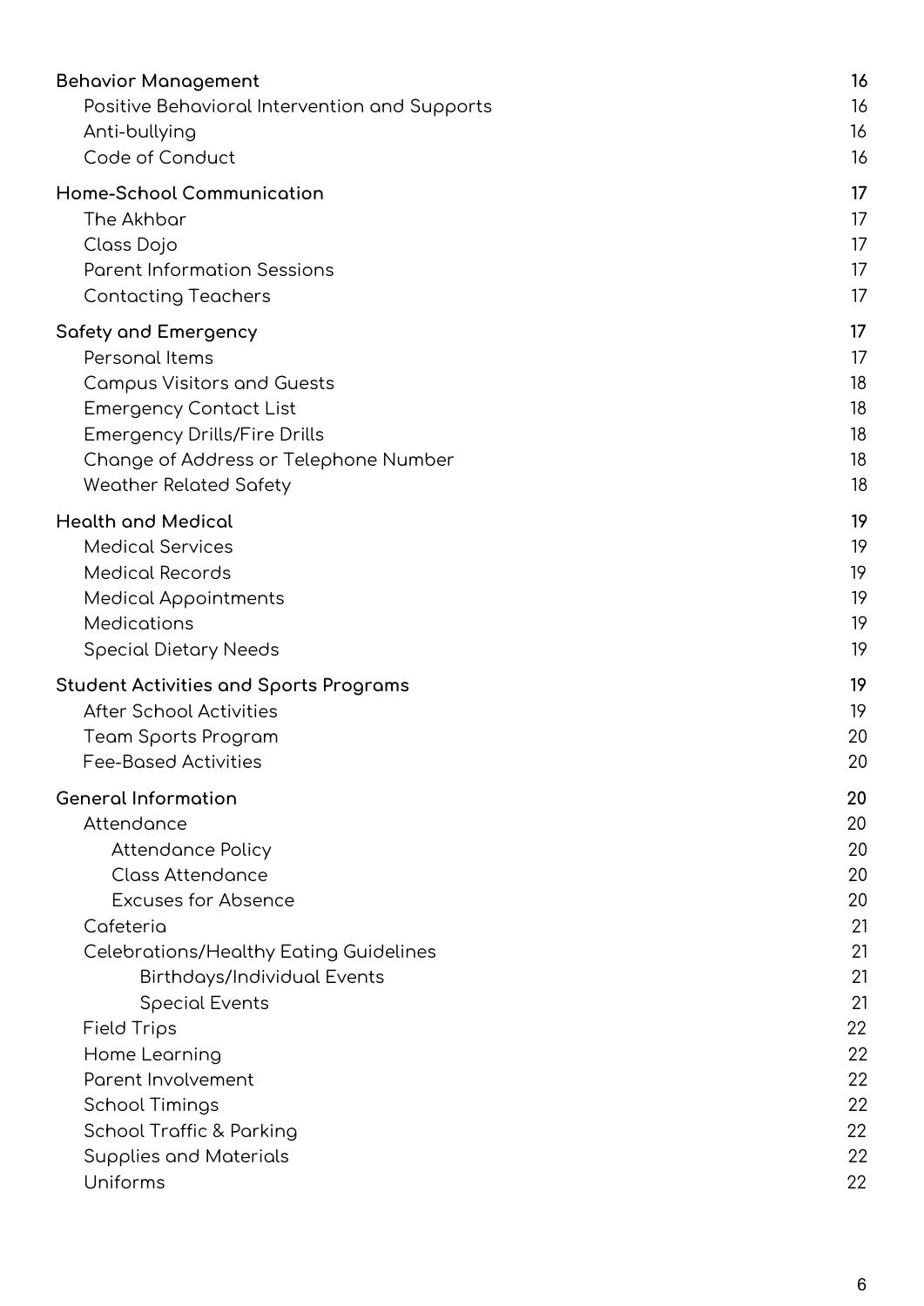| | |
|---|---|
| **Behavior Management** | **16** |
| Positive Behavioral Intervention and Supports | 16 |
| Anti-bullying | 16 |
| Code of Conduct | 16 |
| **Home-School Communication** | **17** |
| The Akhbar | 17 |
| Class Dojo | 17 |
| Parent Information Sessions | 17 |
| Contacting Teachers | 17 |
| **Safety and Emergency** | **17** |
| Personal Items | 17 |
| Campus Visitors and Guests | 18 |
| Emergency Contact List | 18 |
| Emergency Drills/Fire Drills | 18 |
| Change of Address or Telephone Number | 18 |
| Weather Related Safety | 18 |
| **Health and Medical** | **19** |
| Medical Services | 19 |
| Medical Records | 19 |
| Medical Appointments | 19 |
| Medications | 19 |
| Special Dietary Needs | 19 |
| **Student Activities and Sports Programs** | **19** |
| After School Activities | 19 |
| Team Sports Program | 20 |
| Fee-Based Activities | 20 |
| **General Information** | **20** |
| Attendance | 20 |
| Attendance Policy | 20 |
| Class Attendance | 20 |
| Excuses for Absence | 20 |
| Cafeteria | 21 |
| Celebrations/Healthy Eating Guidelines | 21 |
| Birthdays/Individual Events | 21 |
| Special Events | 21 |
| Field Trips | 22 |
| Home Learning | 22 |
| Parent Involvement | 22 |
| School Timings | 22 |
| School Traffic & Parking | 22 |
| Supplies and Materials | 22 |
| Uniforms | 22 |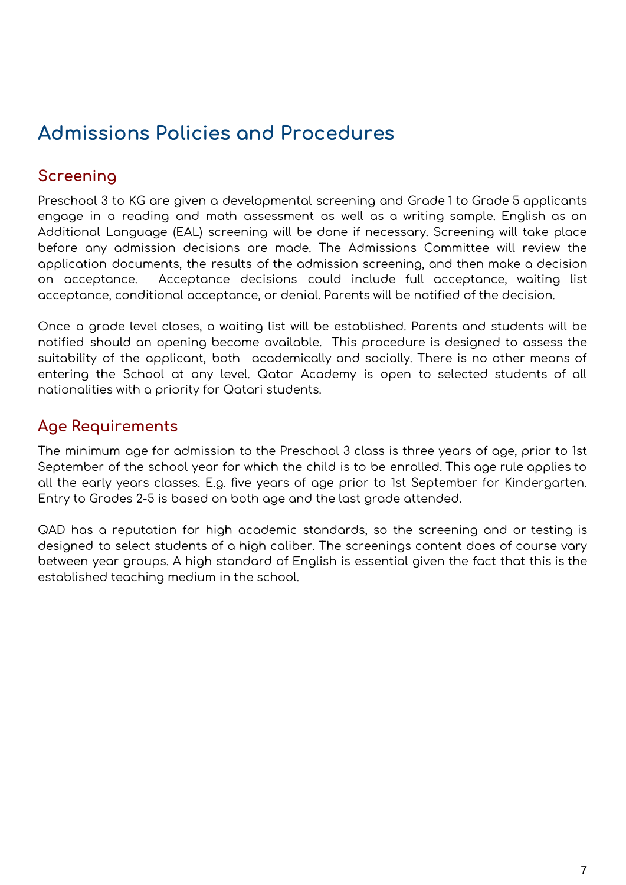# Admissions Policies and Procedures

## Screening

Preschool 3 to KG are given a developmental screening and Grade 1 to Grade 5 applicants engage in a reading and math assessment as well as a writing sample. English as an Additional Language (EAL) screening will be done if necessary. Screening will take place before any admission decisions are made. The Admissions Committee will review the application documents, the results of the admission screening, and then make a decision on acceptance. Acceptance decisions could include full acceptance, waiting list acceptance, conditional acceptance, or denial. Parents will be notified of the decision.

Once a grade level closes, a waiting list will be established. Parents and students will be notified should an opening become available. This procedure is designed to assess the suitability of the applicant, both academically and socially. There is no other means of entering the School at any level. Qatar Academy is open to selected students of all nationalities with a priority for Qatari students.

## Age Requirements

The minimum age for admission to the Preschool 3 class is three years of age, prior to 1st September of the school year for which the child is to be enrolled. This age rule applies to all the early years classes. E.g. five years of age prior to 1st September for Kindergarten. Entry to Grades 2-5 is based on both age and the last grade attended.

QAD has a reputation for high academic standards, so the screening and or testing is designed to select students of a high caliber. The screenings content does of course vary between year groups. A high standard of English is essential given the fact that this is the established teaching medium in the school.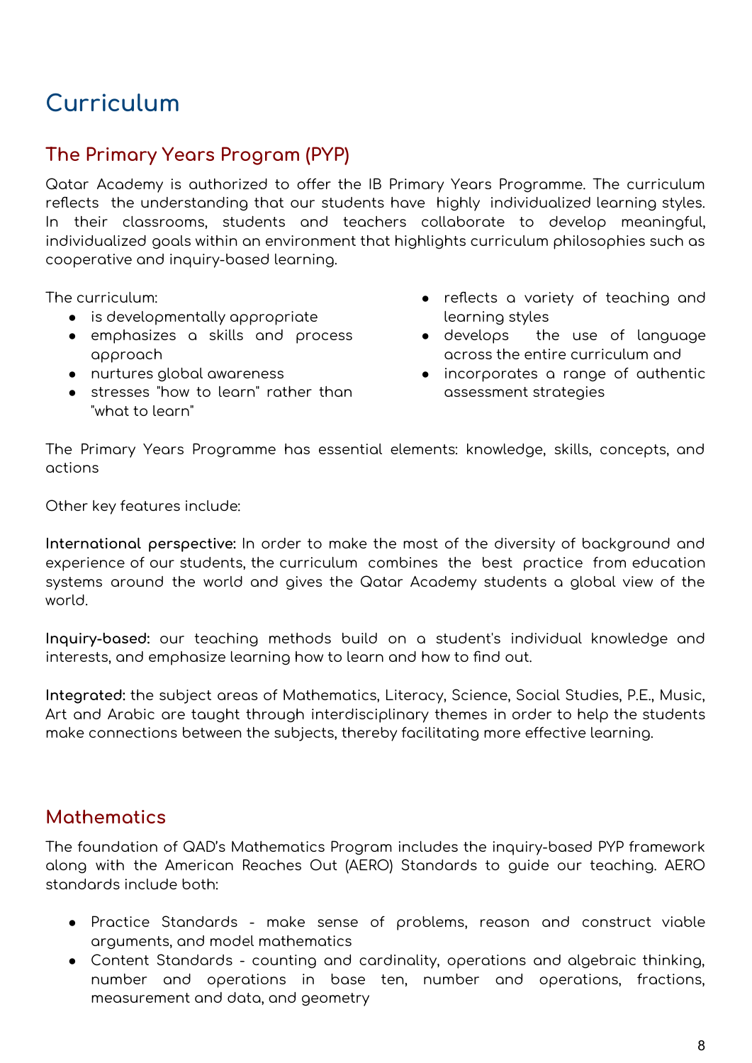# Curriculum

## The Primary Years Program (PYP)

Qatar Academy is authorized to offer the IB Primary Years Programme. The curriculum reflects the understanding that our students have highly individualized learning styles. In their classrooms, students and teachers collaborate to develop meaningful, individualized goals within an environment that highlights curriculum philosophies such as cooperative and inquiry-based learning.

The curriculum:

- is developmentally appropriate
- emphasizes a skills and process approach
- nurtures global awareness
- stresses "how to learn" rather than "what to learn"
- reflects a variety of teaching and learning styles
- develops the use of language across the entire curriculum and
- incorporates a range of authentic assessment strategies

The Primary Years Programme has essential elements: knowledge, skills, concepts, and actions

Other key features include:

**International perspective:** In order to make the most of the diversity of background and experience of our students, the curriculum combines the best practice from education systems around the world and gives the Qatar Academy students a global view of the world.

**Inquiry-based:** our teaching methods build on a student's individual knowledge and interests, and emphasize learning how to learn and how to find out.

**Integrated:** the subject areas of Mathematics, Literacy, Science, Social Studies, P.E., Music, Art and Arabic are taught through interdisciplinary themes in order to help the students make connections between the subjects, thereby facilitating more effective learning.

## Mathematics

The foundation of QAD's Mathematics Program includes the inquiry-based PYP framework along with the American Reaches Out (AERO) Standards to guide our teaching. AERO standards include both:

- Practice Standards - make sense of problems, reason and construct viable arguments, and model mathematics
- Content Standards - counting and cardinality, operations and algebraic thinking, number and operations in base ten, number and operations, fractions, measurement and data, and geometry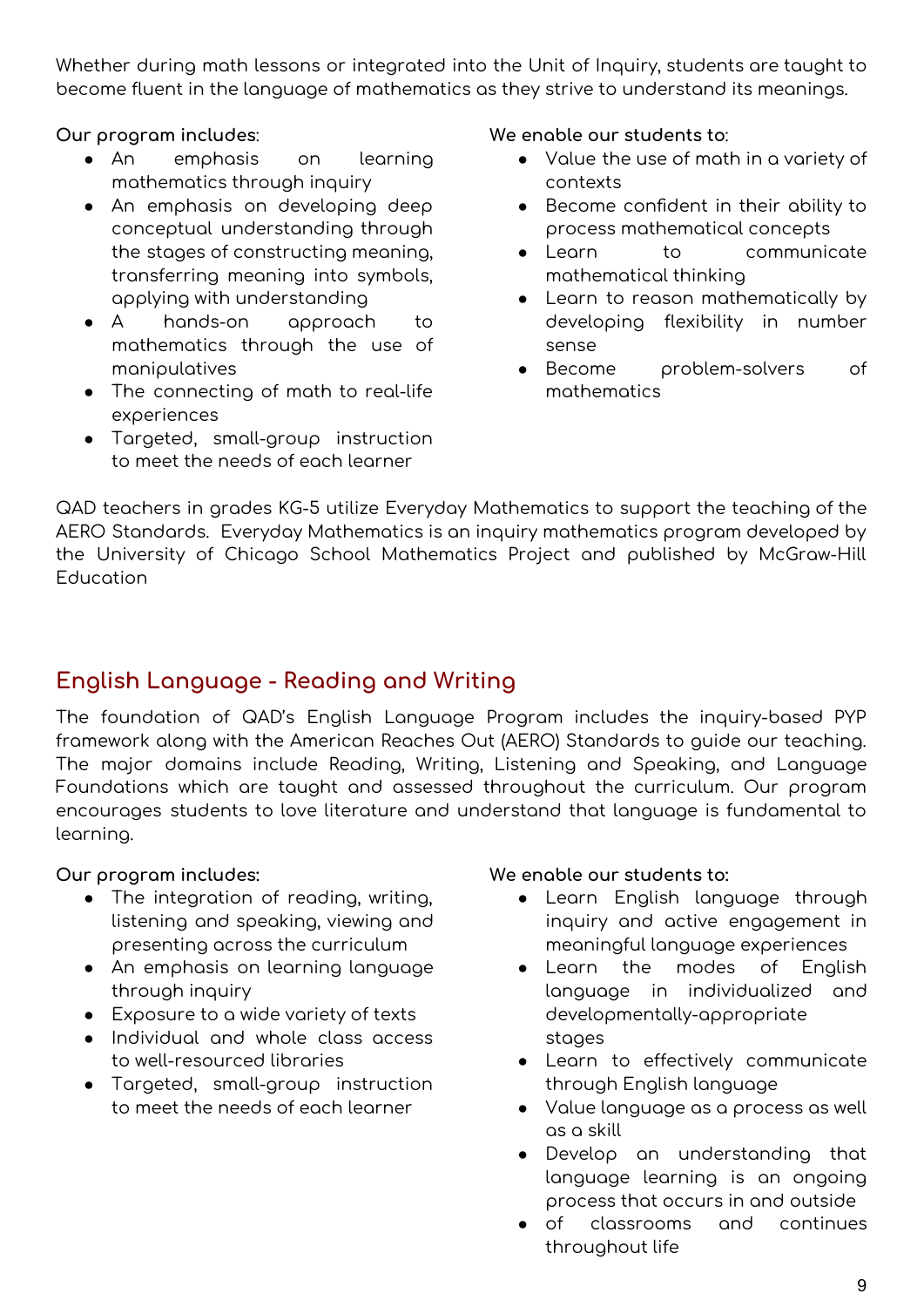Whether during math lessons or integrated into the Unit of Inquiry, students are taught to become fluent in the language of mathematics as they strive to understand its meanings.

**Our program includes**:

- An emphasis on learning mathematics through inquiry
- An emphasis on developing deep conceptual understanding through the stages of constructing meaning, transferring meaning into symbols, applying with understanding
- A hands-on approach to mathematics through the use of manipulatives
- The connecting of math to real-life experiences
- Targeted, small-group instruction to meet the needs of each learner

**We enable our students to**:

- Value the use of math in a variety of contexts
- Become confident in their ability to process mathematical concepts
- Learn to communicate mathematical thinking
- Learn to reason mathematically by developing flexibility in number sense
- Become problem-solvers of mathematics

QAD teachers in grades KG-5 utilize Everyday Mathematics to support the teaching of the AERO Standards. Everyday Mathematics is an inquiry mathematics program developed by the University of Chicago School Mathematics Project and published by McGraw-Hill Education

## English Language - Reading and Writing

The foundation of QAD's English Language Program includes the inquiry-based PYP framework along with the American Reaches Out (AERO) Standards to guide our teaching. The major domains include Reading, Writing, Listening and Speaking, and Language Foundations which are taught and assessed throughout the curriculum. Our program encourages students to love literature and understand that language is fundamental to learning.

**Our program includes:**

- The integration of reading, writing, listening and speaking, viewing and presenting across the curriculum
- An emphasis on learning language through inquiry
- Exposure to a wide variety of texts
- Individual and whole class access to well-resourced libraries
- Targeted, small-group instruction to meet the needs of each learner

**We enable our students to:**

- Learn English language through inquiry and active engagement in meaningful language experiences
- Learn the modes of English language in individualized and developmentally-appropriate stages
- Learn to effectively communicate through English language
- Value language as a process as well as a skill
- Develop an understanding that language learning is an ongoing process that occurs in and outside
- of classrooms and continues throughout life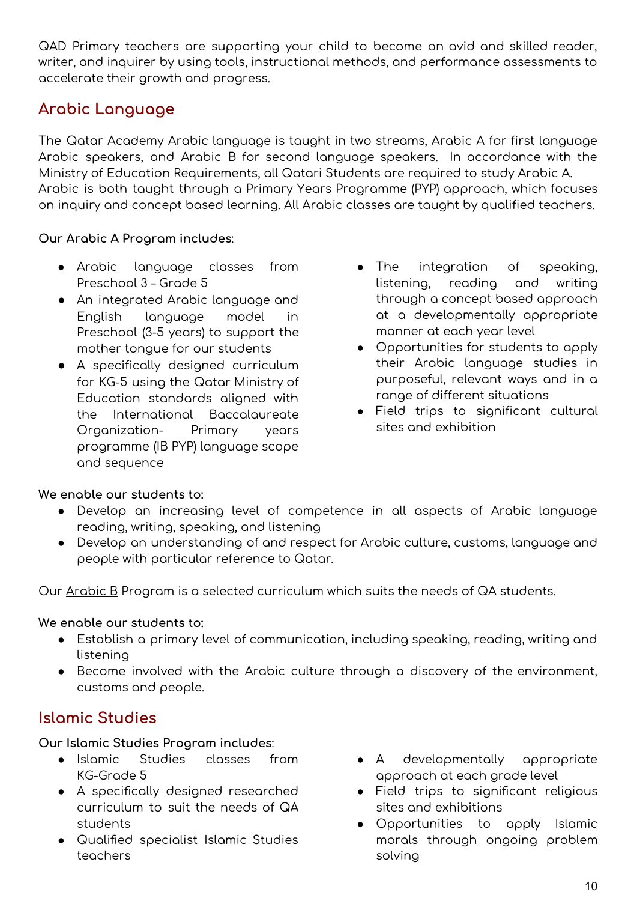QAD Primary teachers are supporting your child to become an avid and skilled reader, writer, and inquirer by using tools, instructional methods, and performance assessments to accelerate their growth and progress.

## Arabic Language

The Qatar Academy Arabic language is taught in two streams, Arabic A for first language Arabic speakers, and Arabic B for second language speakers. In accordance with the Ministry of Education Requirements, all Qatari Students are required to study Arabic A. Arabic is both taught through a Primary Years Programme (PYP) approach, which focuses on inquiry and concept based learning. All Arabic classes are taught by qualified teachers.

**Our Arabic A Program includes**:

- Arabic language classes from Preschool 3 – Grade 5
- An integrated Arabic language and English language model in Preschool (3-5 years) to support the mother tongue for our students
- A specifically designed curriculum for KG-5 using the Qatar Ministry of Education standards aligned with the International Baccalaureate Organization- Primary years programme (IB PYP) language scope and sequence
- The integration of speaking, listening, reading and writing through a concept based approach at a developmentally appropriate manner at each year level
- Opportunities for students to apply their Arabic language studies in purposeful, relevant ways and in a range of different situations
- Field trips to significant cultural sites and exhibition

**We enable our students to:**

- Develop an increasing level of competence in all aspects of Arabic language reading, writing, speaking, and listening
- Develop an understanding of and respect for Arabic culture, customs, language and people with particular reference to Qatar.

Our Arabic B Program is a selected curriculum which suits the needs of QA students.

**We enable our students to:**

- Establish a primary level of communication, including speaking, reading, writing and listening
- Become involved with the Arabic culture through a discovery of the environment, customs and people.

## Islamic Studies

**Our Islamic Studies Program includes**:

- Islamic Studies classes from KG-Grade 5
- A specifically designed researched curriculum to suit the needs of QA students
- Qualified specialist Islamic Studies teachers
- A developmentally appropriate approach at each grade level
- Field trips to significant religious sites and exhibitions
- Opportunities to apply Islamic morals through ongoing problem solving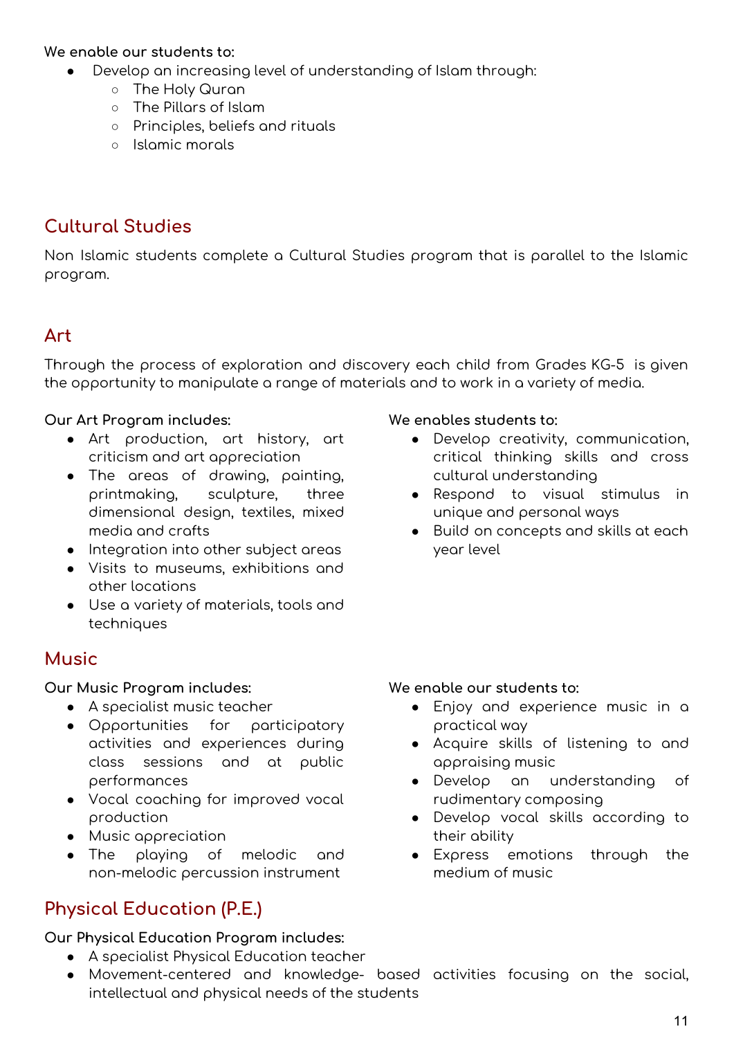**We enable our students to:**

- Develop an increasing level of understanding of Islam through:
  - The Holy Quran
  - The Pillars of Islam
  - Principles, beliefs and rituals
  - Islamic morals

## Cultural Studies

Non Islamic students complete a Cultural Studies program that is parallel to the Islamic program.

## Art

Through the process of exploration and discovery each child from Grades KG-5 is given the opportunity to manipulate a range of materials and to work in a variety of media.

**Our Art Program includes:**

- Art production, art history, art criticism and art appreciation
- The areas of drawing, painting, printmaking, sculpture, three dimensional design, textiles, mixed media and crafts
- Integration into other subject areas
- Visits to museums, exhibitions and other locations
- Use a variety of materials, tools and techniques

**We enables students to:**

- Develop creativity, communication, critical thinking skills and cross cultural understanding
- Respond to visual stimulus in unique and personal ways
- Build on concepts and skills at each year level

## Music

**Our Music Program includes:**

- A specialist music teacher
- Opportunities for participatory activities and experiences during class sessions and at public performances
- Vocal coaching for improved vocal production
- Music appreciation
- The playing of melodic and non-melodic percussion instrument

**We enable our students to:**

- Enjoy and experience music in a practical way
- Acquire skills of listening to and appraising music
- Develop an understanding of rudimentary composing
- Develop vocal skills according to their ability
- Express emotions through the medium of music

## Physical Education (P.E.)

**Our Physical Education Program includes:**

- A specialist Physical Education teacher
- Movement-centered and knowledge- based activities focusing on the social, intellectual and physical needs of the students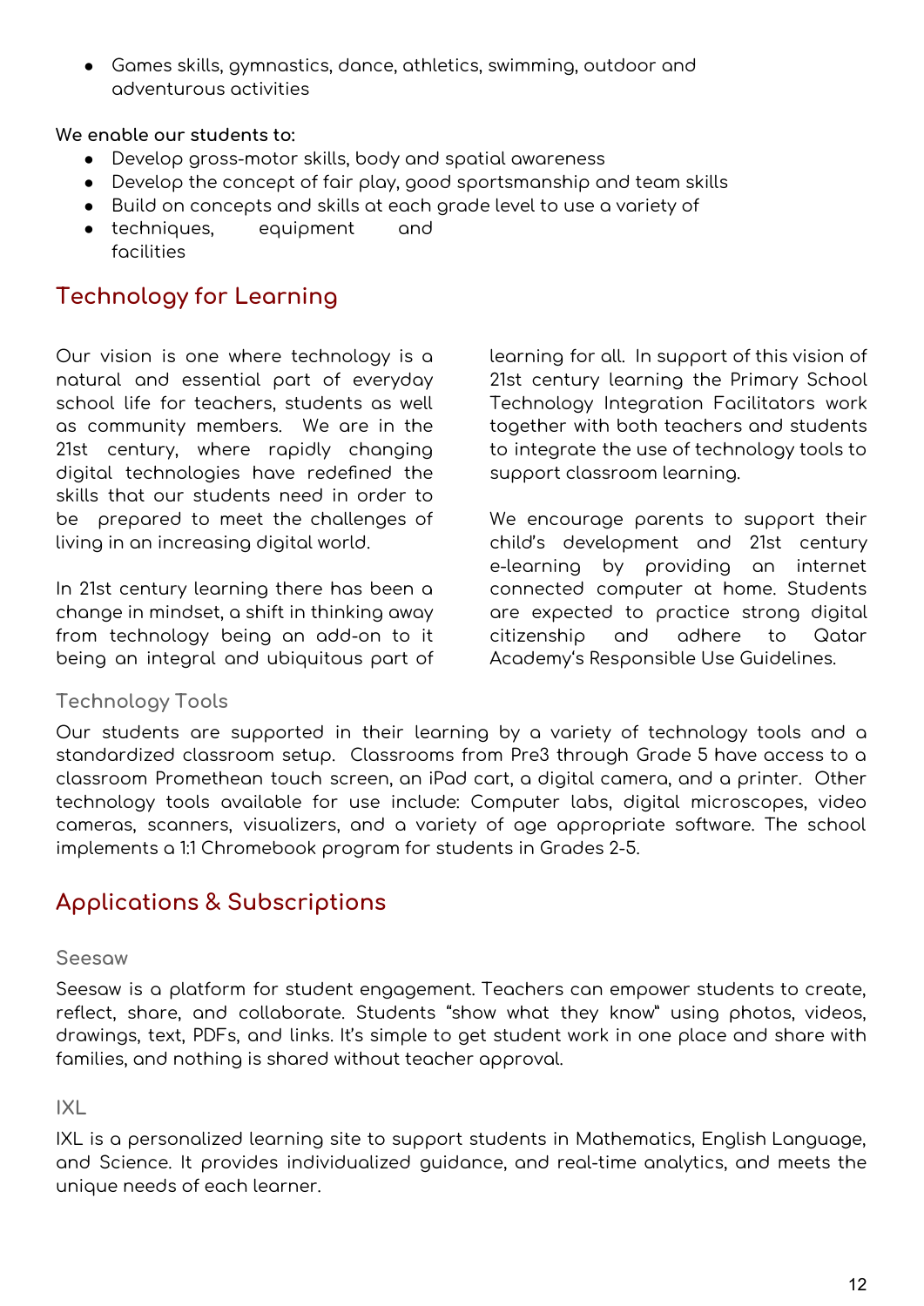- Games skills, gymnastics, dance, athletics, swimming, outdoor and adventurous activities

**We enable our students to:**

- Develop gross-motor skills, body and spatial awareness
- Develop the concept of fair play, good sportsmanship and team skills
- Build on concepts and skills at each grade level to use a variety of
- techniques, equipment and facilities

## Technology for Learning

Our vision is one where technology is a natural and essential part of everyday school life for teachers, students as well as community members. We are in the 21st century, where rapidly changing digital technologies have redefined the skills that our students need in order to be prepared to meet the challenges of living in an increasing digital world.

In 21st century learning there has been a change in mindset, a shift in thinking away from technology being an add-on to it being an integral and ubiquitous part of learning for all. In support of this vision of 21st century learning the Primary School Technology Integration Facilitators work together with both teachers and students to integrate the use of technology tools to support classroom learning.

We encourage parents to support their child's development and 21st century e-learning by providing an internet connected computer at home. Students are expected to practice strong digital citizenship and adhere to Qatar Academy's Responsible Use Guidelines.

### Technology Tools

Our students are supported in their learning by a variety of technology tools and a standardized classroom setup. Classrooms from Pre3 through Grade 5 have access to a classroom Promethean touch screen, an iPad cart, a digital camera, and a printer. Other technology tools available for use include: Computer labs, digital microscopes, video cameras, scanners, visualizers, and a variety of age appropriate software. The school implements a 1:1 Chromebook program for students in Grades 2-5.

## Applications & Subscriptions

### Seesaw

Seesaw is a platform for student engagement. Teachers can empower students to create, reflect, share, and collaborate. Students "show what they know" using photos, videos, drawings, text, PDFs, and links. It's simple to get student work in one place and share with families, and nothing is shared without teacher approval.

### IXL

IXL is a personalized learning site to support students in Mathematics, English Language, and Science. It provides individualized guidance, and real-time analytics, and meets the unique needs of each learner.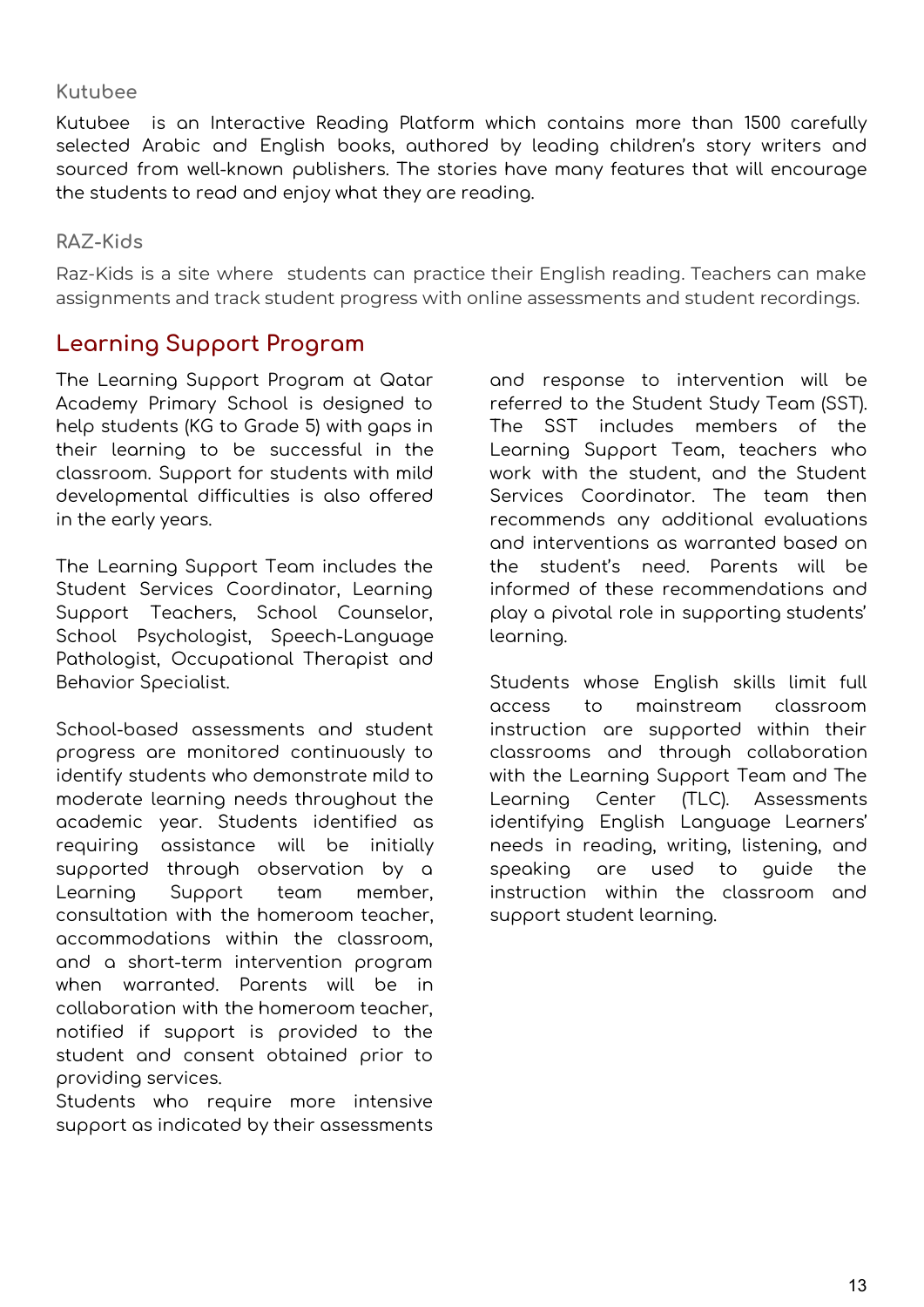### Kutubee

Kutubee  is an Interactive Reading Platform which contains more than 1500 carefully selected Arabic and English books, authored by leading children's story writers and sourced from well-known publishers. The stories have many features that will encourage the students to read and enjoy what they are reading.

### RAZ-Kids

Raz-Kids is a site where  students can practice their English reading. Teachers can make assignments and track student progress with online assessments and student recordings.

## Learning Support Program

The Learning Support Program at Qatar Academy Primary School is designed to help students (KG to Grade 5) with gaps in their learning to be successful in the classroom. Support for students with mild developmental difficulties is also offered in the early years.

The Learning Support Team includes the Student Services Coordinator, Learning Support Teachers, School Counselor, School Psychologist, Speech-Language Pathologist, Occupational Therapist and Behavior Specialist.

School-based assessments and student progress are monitored continuously to identify students who demonstrate mild to moderate learning needs throughout the academic year. Students identified as requiring assistance will be initially supported through observation by a Learning Support team member, consultation with the homeroom teacher, accommodations within the classroom, and a short-term intervention program when warranted. Parents will be in collaboration with the homeroom teacher, notified if support is provided to the student and consent obtained prior to providing services.
Students who require more intensive support as indicated by their assessments and response to intervention will be referred to the Student Study Team (SST). The SST includes members of the Learning Support Team, teachers who work with the student, and the Student Services Coordinator. The team then recommends any additional evaluations and interventions as warranted based on the student's need. Parents will be informed of these recommendations and play a pivotal role in supporting students' learning.

Students whose English skills limit full access to mainstream classroom instruction are supported within their classrooms and through collaboration with the Learning Support Team and The Learning Center (TLC). Assessments identifying English Language Learners' needs in reading, writing, listening, and speaking are used to guide the instruction within the classroom and support student learning.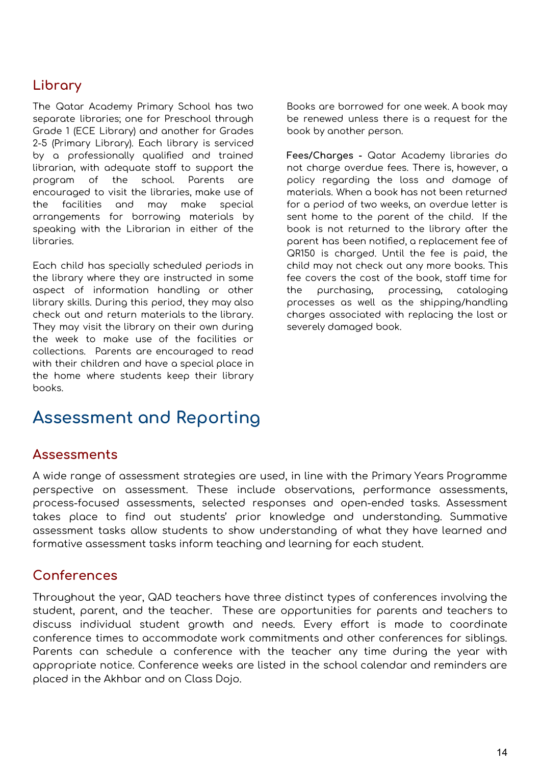## Library

The Qatar Academy Primary School has two separate libraries; one for Preschool through Grade 1 (ECE Library) and another for Grades 2-5 (Primary Library). Each library is serviced by a professionally qualified and trained librarian, with adequate staff to support the program of the school. Parents are encouraged to visit the libraries, make use of the facilities and may make special arrangements for borrowing materials by speaking with the Librarian in either of the libraries.

Each child has specially scheduled periods in the library where they are instructed in some aspect of information handling or other library skills. During this period, they may also check out and return materials to the library. They may visit the library on their own during the week to make use of the facilities or collections. Parents are encouraged to read with their children and have a special place in the home where students keep their library books.

Books are borrowed for one week. A book may be renewed unless there is a request for the book by another person.

**Fees/Charges -** Qatar Academy libraries do not charge overdue fees. There is, however, a policy regarding the loss and damage of materials. When a book has not been returned for a period of two weeks, an overdue letter is sent home to the parent of the child. If the book is not returned to the library after the parent has been notified, a replacement fee of QR150 is charged. Until the fee is paid, the child may not check out any more books. This fee covers the cost of the book, staff time for the purchasing, processing, cataloging processes as well as the shipping/handling charges associated with replacing the lost or severely damaged book.

# Assessment and Reporting

## Assessments

A wide range of assessment strategies are used, in line with the Primary Years Programme perspective on assessment. These include observations, performance assessments, process-focused assessments, selected responses and open-ended tasks. Assessment takes place to find out students' prior knowledge and understanding. Summative assessment tasks allow students to show understanding of what they have learned and formative assessment tasks inform teaching and learning for each student.

## Conferences

Throughout the year, QAD teachers have three distinct types of conferences involving the student, parent, and the teacher. These are opportunities for parents and teachers to discuss individual student growth and needs. Every effort is made to coordinate conference times to accommodate work commitments and other conferences for siblings. Parents can schedule a conference with the teacher any time during the year with appropriate notice. Conference weeks are listed in the school calendar and reminders are placed in the Akhbar and on Class Dojo.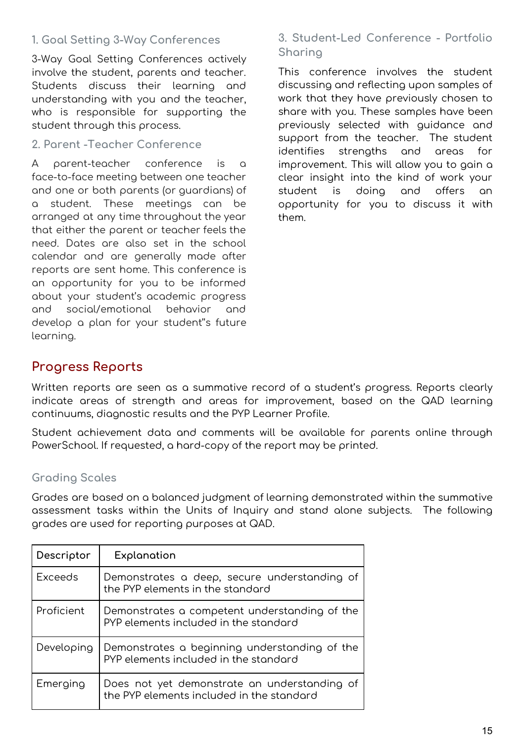### 1. Goal Setting 3-Way Conferences

3-Way Goal Setting Conferences actively involve the student, parents and teacher. Students discuss their learning and understanding with you and the teacher, who is responsible for supporting the student through this process.

### 2. Parent -Teacher Conference

A parent-teacher conference is a face-to-face meeting between one teacher and one or both parents (or guardians) of a student. These meetings can be arranged at any time throughout the year that either the parent or teacher feels the need. Dates are also set in the school calendar and are generally made after reports are sent home. This conference is an opportunity for you to be informed about your student's academic progress and social/emotional behavior and develop a plan for your student"s future learning.

### 3. Student-Led Conference - Portfolio Sharing

This conference involves the student discussing and reflecting upon samples of work that they have previously chosen to share with you. These samples have been previously selected with guidance and support from the teacher. The student identifies strengths and areas for improvement. This will allow you to gain a clear insight into the kind of work your student is doing and offers an opportunity for you to discuss it with them.

## Progress Reports

Written reports are seen as a summative record of a student's progress. Reports clearly indicate areas of strength and areas for improvement, based on the QAD learning continuums, diagnostic results and the PYP Learner Profile.

Student achievement data and comments will be available for parents online through PowerSchool. If requested, a hard-copy of the report may be printed.

### Grading Scales

Grades are based on a balanced judgment of learning demonstrated within the summative assessment tasks within the Units of Inquiry and stand alone subjects. The following grades are used for reporting purposes at QAD.

| Descriptor | Explanation |
|---|---|
| Exceeds | Demonstrates a deep, secure understanding of the PYP elements in the standard |
| Proficient | Demonstrates a competent understanding of the PYP elements included in the standard |
| Developing | Demonstrates a beginning understanding of the PYP elements included in the standard |
| Emerging | Does not yet demonstrate an understanding of the PYP elements included in the standard |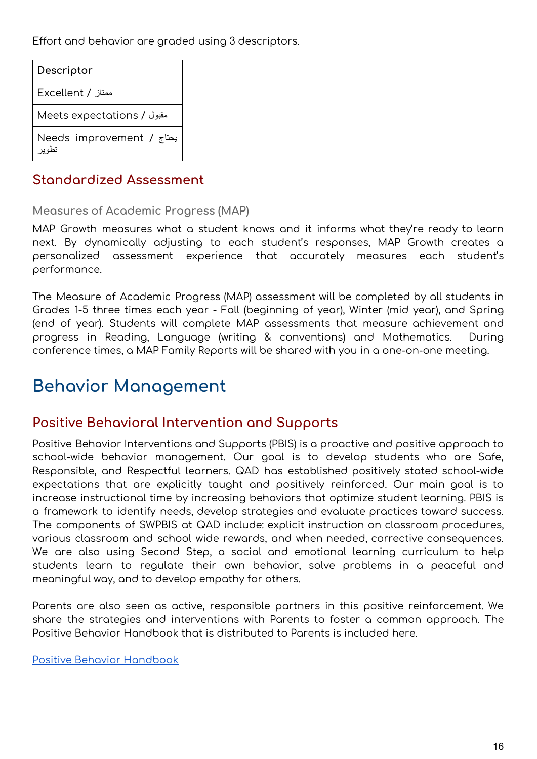Effort and behavior are graded using 3 descriptors.

| Descriptor |
| --- |
| Excellent / ممتاز |
| Meets expectations / مقبول |
| Needs improvement / يحتاج تطوير |

## Standardized Assessment

### Measures of Academic Progress (MAP)

MAP Growth measures what a student knows and it informs what they're ready to learn next. By dynamically adjusting to each student's responses, MAP Growth creates a personalized assessment experience that accurately measures each student's performance.

The Measure of Academic Progress (MAP) assessment will be completed by all students in Grades 1-5 three times each year - Fall (beginning of year), Winter (mid year), and Spring (end of year). Students will complete MAP assessments that measure achievement and progress in Reading, Language (writing & conventions) and Mathematics. During conference times, a MAP Family Reports will be shared with you in a one-on-one meeting.

# Behavior Management

## Positive Behavioral Intervention and Supports

Positive Behavior Interventions and Supports (PBIS) is a proactive and positive approach to school-wide behavior management. Our goal is to develop students who are Safe, Responsible, and Respectful learners. QAD has established positively stated school-wide expectations that are explicitly taught and positively reinforced. Our main goal is to increase instructional time by increasing behaviors that optimize student learning. PBIS is a framework to identify needs, develop strategies and evaluate practices toward success. The components of SWPBIS at QAD include: explicit instruction on classroom procedures, various classroom and school wide rewards, and when needed, corrective consequences. We are also using Second Step, a social and emotional learning curriculum to help students learn to regulate their own behavior, solve problems in a peaceful and meaningful way, and to develop empathy for others.

Parents are also seen as active, responsible partners in this positive reinforcement. We share the strategies and interventions with Parents to foster a common approach. The Positive Behavior Handbook that is distributed to Parents is included here.

Positive Behavior Handbook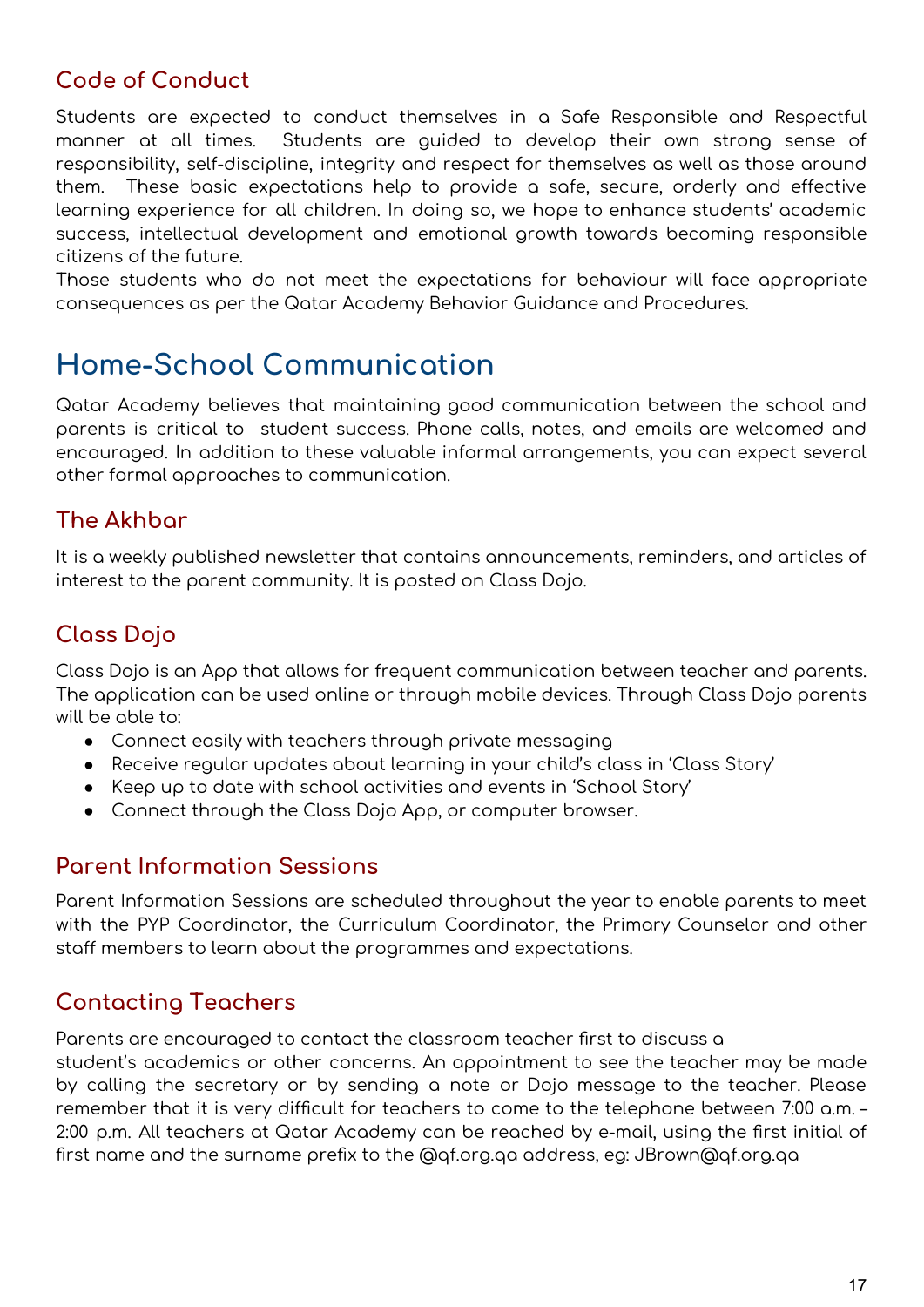## Code of Conduct

Students are expected to conduct themselves in a Safe Responsible and Respectful manner at all times. Students are guided to develop their own strong sense of responsibility, self-discipline, integrity and respect for themselves as well as those around them. These basic expectations help to provide a safe, secure, orderly and effective learning experience for all children. In doing so, we hope to enhance students' academic success, intellectual development and emotional growth towards becoming responsible citizens of the future.
Those students who do not meet the expectations for behaviour will face appropriate consequences as per the Qatar Academy Behavior Guidance and Procedures.

# Home-School Communication

Qatar Academy believes that maintaining good communication between the school and parents is critical to student success. Phone calls, notes, and emails are welcomed and encouraged. In addition to these valuable informal arrangements, you can expect several other formal approaches to communication.

## The Akhbar

It is a weekly published newsletter that contains announcements, reminders, and articles of interest to the parent community. It is posted on Class Dojo.

## Class Dojo

Class Dojo is an App that allows for frequent communication between teacher and parents. The application can be used online or through mobile devices. Through Class Dojo parents will be able to:

- Connect easily with teachers through private messaging
- Receive regular updates about learning in your child's class in 'Class Story'
- Keep up to date with school activities and events in 'School Story'
- Connect through the Class Dojo App, or computer browser.

## Parent Information Sessions

Parent Information Sessions are scheduled throughout the year to enable parents to meet with the PYP Coordinator, the Curriculum Coordinator, the Primary Counselor and other staff members to learn about the programmes and expectations.

## Contacting Teachers

Parents are encouraged to contact the classroom teacher first to discuss a student's academics or other concerns. An appointment to see the teacher may be made by calling the secretary or by sending a note or Dojo message to the teacher. Please remember that it is very difficult for teachers to come to the telephone between 7:00 a.m. – 2:00 p.m. All teachers at Qatar Academy can be reached by e-mail, using the first initial of first name and the surname prefix to the @qf.org.qa address, eg: JBrown@qf.org.qa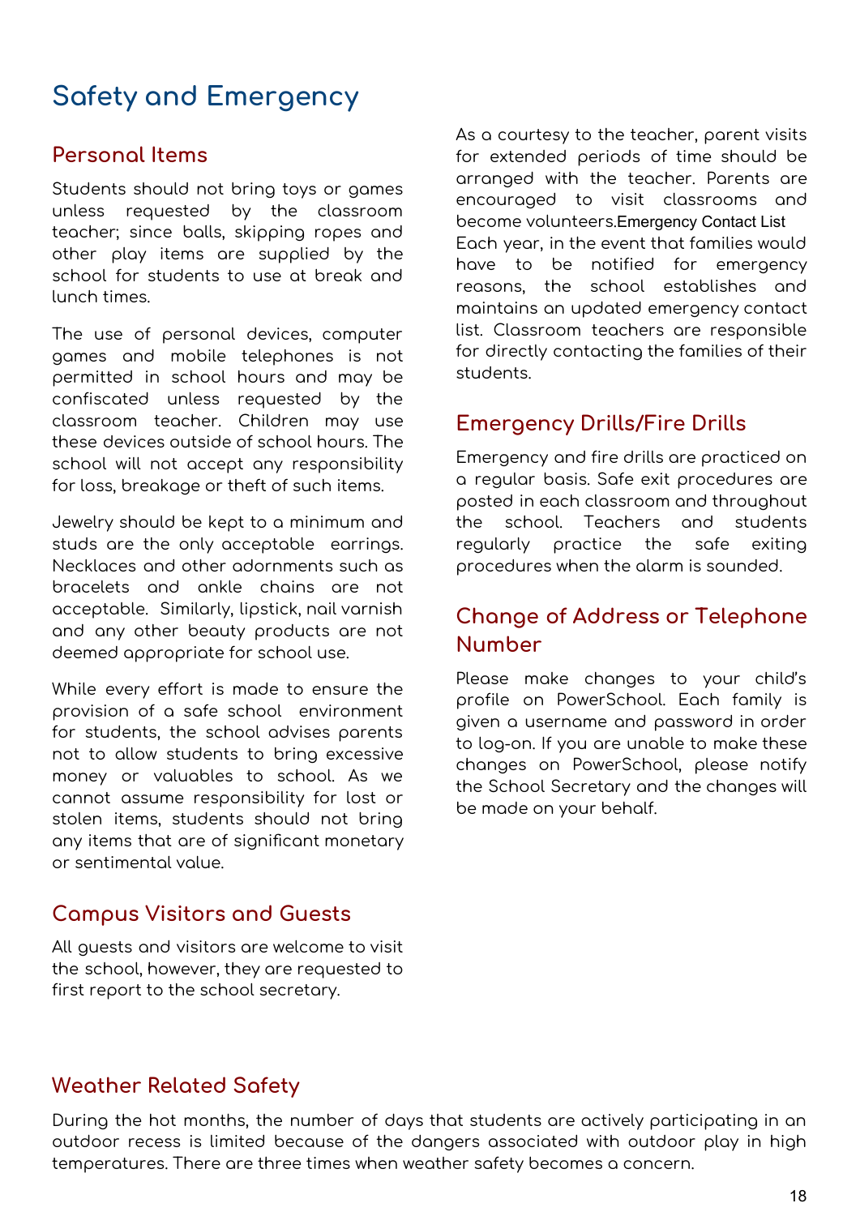# Safety and Emergency

## Personal Items

Students should not bring toys or games unless requested by the classroom teacher; since balls, skipping ropes and other play items are supplied by the school for students to use at break and lunch times.

The use of personal devices, computer games and mobile telephones is not permitted in school hours and may be confiscated unless requested by the classroom teacher. Children may use these devices outside of school hours. The school will not accept any responsibility for loss, breakage or theft of such items.

Jewelry should be kept to a minimum and studs are the only acceptable earrings. Necklaces and other adornments such as bracelets and ankle chains are not acceptable. Similarly, lipstick, nail varnish and any other beauty products are not deemed appropriate for school use.

While every effort is made to ensure the provision of a safe school environment for students, the school advises parents not to allow students to bring excessive money or valuables to school. As we cannot assume responsibility for lost or stolen items, students should not bring any items that are of significant monetary or sentimental value.

## Campus Visitors and Guests

All guests and visitors are welcome to visit the school, however, they are requested to first report to the school secretary.

As a courtesy to the teacher, parent visits for extended periods of time should be arranged with the teacher. Parents are encouraged to visit classrooms and become volunteers.

## Emergency Contact List

Each year, in the event that families would have to be notified for emergency reasons, the school establishes and maintains an updated emergency contact list. Classroom teachers are responsible for directly contacting the families of their students.

## Emergency Drills/Fire Drills

Emergency and fire drills are practiced on a regular basis. Safe exit procedures are posted in each classroom and throughout the school. Teachers and students regularly practice the safe exiting procedures when the alarm is sounded.

## Change of Address or Telephone Number

Please make changes to your child's profile on PowerSchool. Each family is given a username and password in order to log-on. If you are unable to make these changes on PowerSchool, please notify the School Secretary and the changes will be made on your behalf.

## Weather Related Safety

During the hot months, the number of days that students are actively participating in an outdoor recess is limited because of the dangers associated with outdoor play in high temperatures. There are three times when weather safety becomes a concern.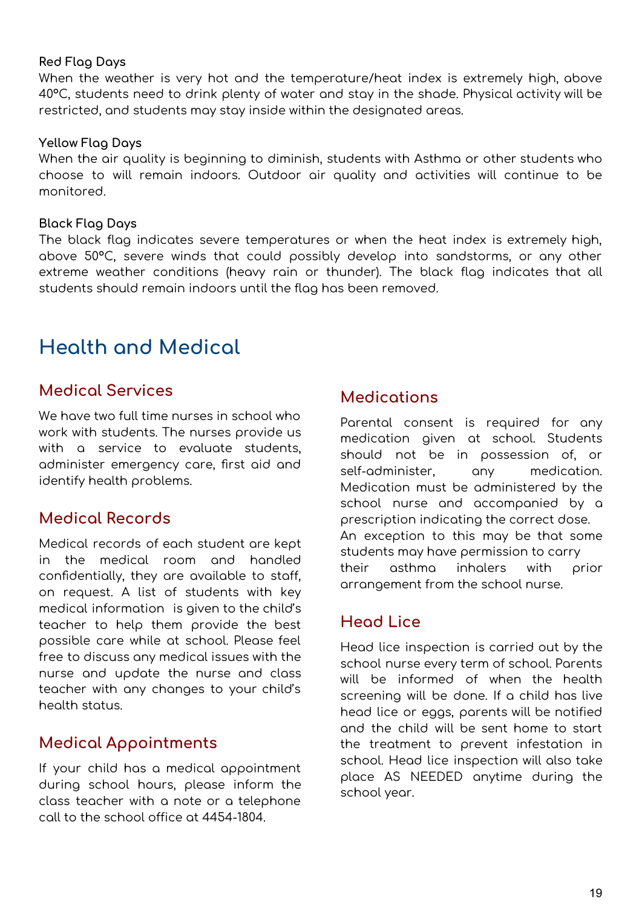**Red Flag Days**

When the weather is very hot and the temperature/heat index is extremely high, above 40°C, students need to drink plenty of water and stay in the shade. Physical activity will be restricted, and students may stay inside within the designated areas.

**Yellow Flag Days**

When the air quality is beginning to diminish, students with Asthma or other students who choose to will remain indoors. Outdoor air quality and activities will continue to be monitored.

**Black Flag Days**

The black flag indicates severe temperatures or when the heat index is extremely high, above 50°C, severe winds that could possibly develop into sandstorms, or any other extreme weather conditions (heavy rain or thunder). The black flag indicates that all students should remain indoors until the flag has been removed.

# Health and Medical

## Medical Services

We have two full time nurses in school who work with students. The nurses provide us with a service to evaluate students, administer emergency care, first aid and identify health problems.

## Medical Records

Medical records of each student are kept in the medical room and handled confidentially, they are available to staff, on request. A list of students with key medical information is given to the child's teacher to help them provide the best possible care while at school. Please feel free to discuss any medical issues with the nurse and update the nurse and class teacher with any changes to your child's health status.

## Medical Appointments

If your child has a medical appointment during school hours, please inform the class teacher with a note or a telephone call to the school office at 4454-1804.

## Medications

Parental consent is required for any medication given at school. Students should not be in possession of, or self-administer, any medication. Medication must be administered by the school nurse and accompanied by a prescription indicating the correct dose.
An exception to this may be that some students may have permission to carry their asthma inhalers with prior arrangement from the school nurse.

## Head Lice

Head lice inspection is carried out by the school nurse every term of school. Parents will be informed of when the health screening will be done. If a child has live head lice or eggs, parents will be notified and the child will be sent home to start the treatment to prevent infestation in school. Head lice inspection will also take place AS NEEDED anytime during the school year.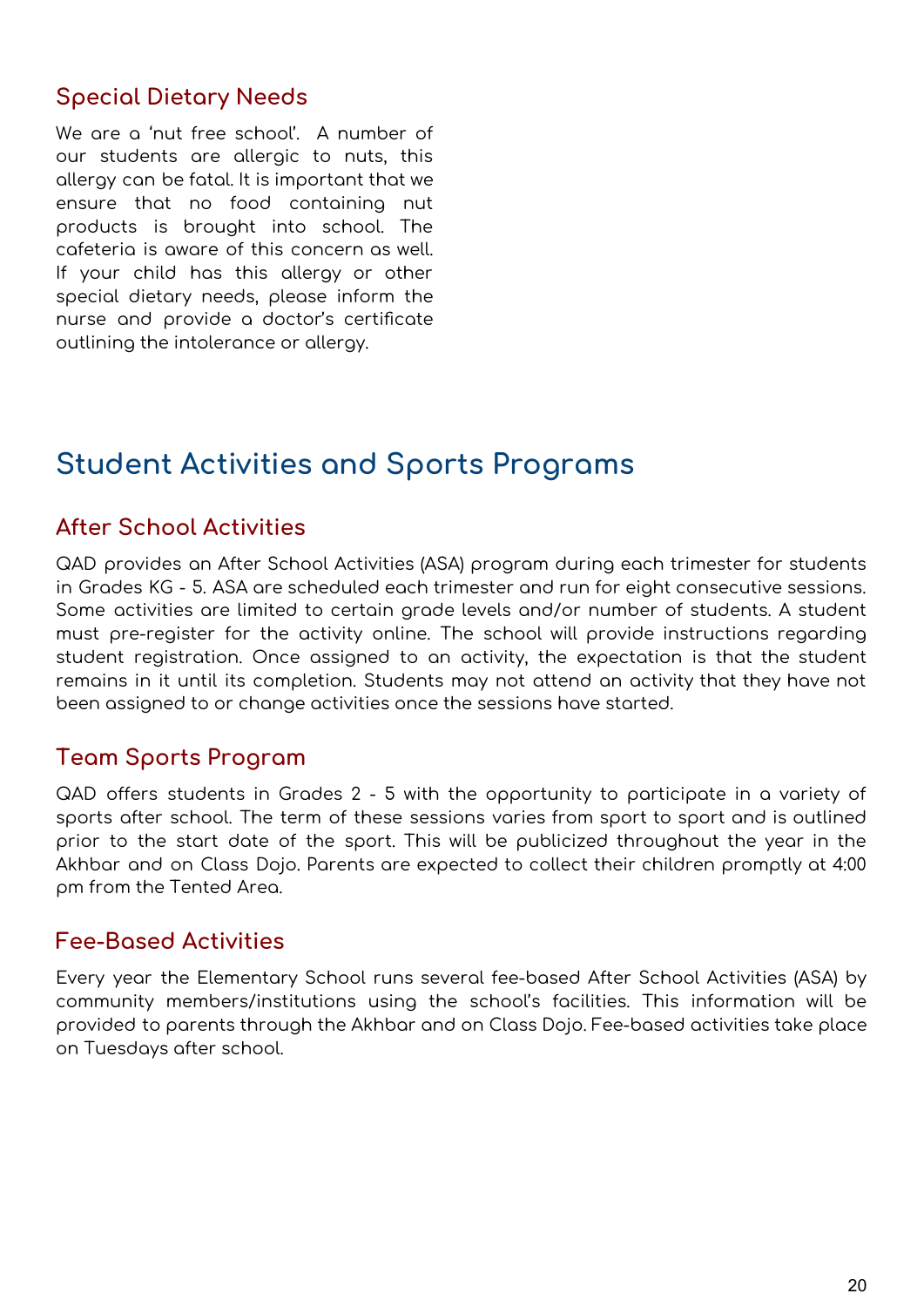### Special Dietary Needs

We are a 'nut free school'. A number of our students are allergic to nuts, this allergy can be fatal. It is important that we ensure that no food containing nut products is brought into school. The cafeteria is aware of this concern as well. If your child has this allergy or other special dietary needs, please inform the nurse and provide a doctor's certificate outlining the intolerance or allergy.

## Student Activities and Sports Programs

### After School Activities

QAD provides an After School Activities (ASA) program during each trimester for students in Grades KG - 5. ASA are scheduled each trimester and run for eight consecutive sessions. Some activities are limited to certain grade levels and/or number of students. A student must pre-register for the activity online. The school will provide instructions regarding student registration. Once assigned to an activity, the expectation is that the student remains in it until its completion. Students may not attend an activity that they have not been assigned to or change activities once the sessions have started.

### Team Sports Program

QAD offers students in Grades 2 - 5 with the opportunity to participate in a variety of sports after school. The term of these sessions varies from sport to sport and is outlined prior to the start date of the sport. This will be publicized throughout the year in the Akhbar and on Class Dojo. Parents are expected to collect their children promptly at 4:00 pm from the Tented Area.

### Fee-Based Activities

Every year the Elementary School runs several fee-based After School Activities (ASA) by community members/institutions using the school's facilities. This information will be provided to parents through the Akhbar and on Class Dojo. Fee-based activities take place on Tuesdays after school.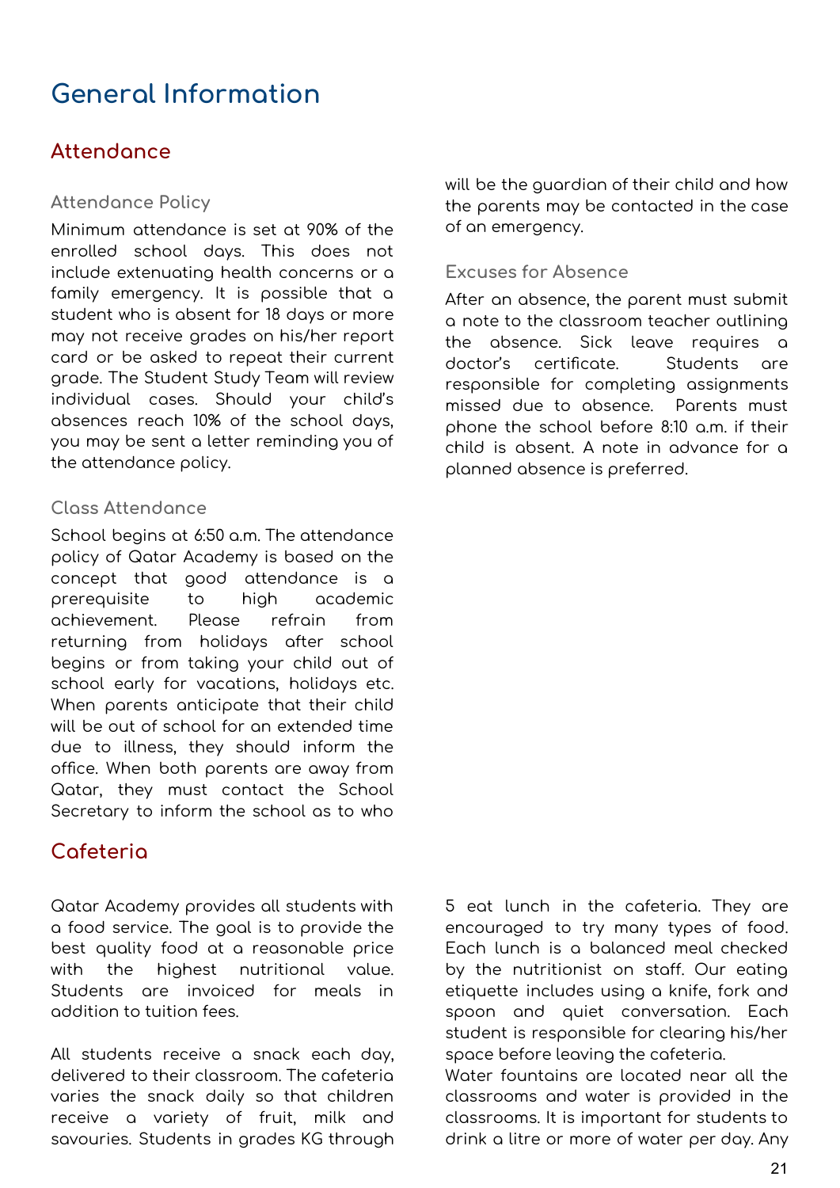# General Information

## Attendance

### Attendance Policy

Minimum attendance is set at 90% of the enrolled school days. This does not include extenuating health concerns or a family emergency. It is possible that a student who is absent for 18 days or more may not receive grades on his/her report card or be asked to repeat their current grade. The Student Study Team will review individual cases. Should your child's absences reach 10% of the school days, you may be sent a letter reminding you of the attendance policy.

### Class Attendance

School begins at 6:50 a.m. The attendance policy of Qatar Academy is based on the concept that good attendance is a prerequisite to high academic achievement. Please refrain from returning from holidays after school begins or from taking your child out of school early for vacations, holidays etc. When parents anticipate that their child will be out of school for an extended time due to illness, they should inform the office. When both parents are away from Qatar, they must contact the School Secretary to inform the school as to who will be the guardian of their child and how the parents may be contacted in the case of an emergency.

### Excuses for Absence

After an absence, the parent must submit a note to the classroom teacher outlining the absence. Sick leave requires a doctor's certificate. Students are responsible for completing assignments missed due to absence. Parents must phone the school before 8:10 a.m. if their child is absent. A note in advance for a planned absence is preferred.

## Cafeteria

Qatar Academy provides all students with a food service. The goal is to provide the best quality food at a reasonable price with the highest nutritional value. Students are invoiced for meals in addition to tuition fees.

All students receive a snack each day, delivered to their classroom. The cafeteria varies the snack daily so that children receive a variety of fruit, milk and savouries. Students in grades KG through 5 eat lunch in the cafeteria. They are encouraged to try many types of food. Each lunch is a balanced meal checked by the nutritionist on staff. Our eating etiquette includes using a knife, fork and spoon and quiet conversation. Each student is responsible for clearing his/her space before leaving the cafeteria.
Water fountains are located near all the classrooms and water is provided in the classrooms. It is important for students to drink a litre or more of water per day. Any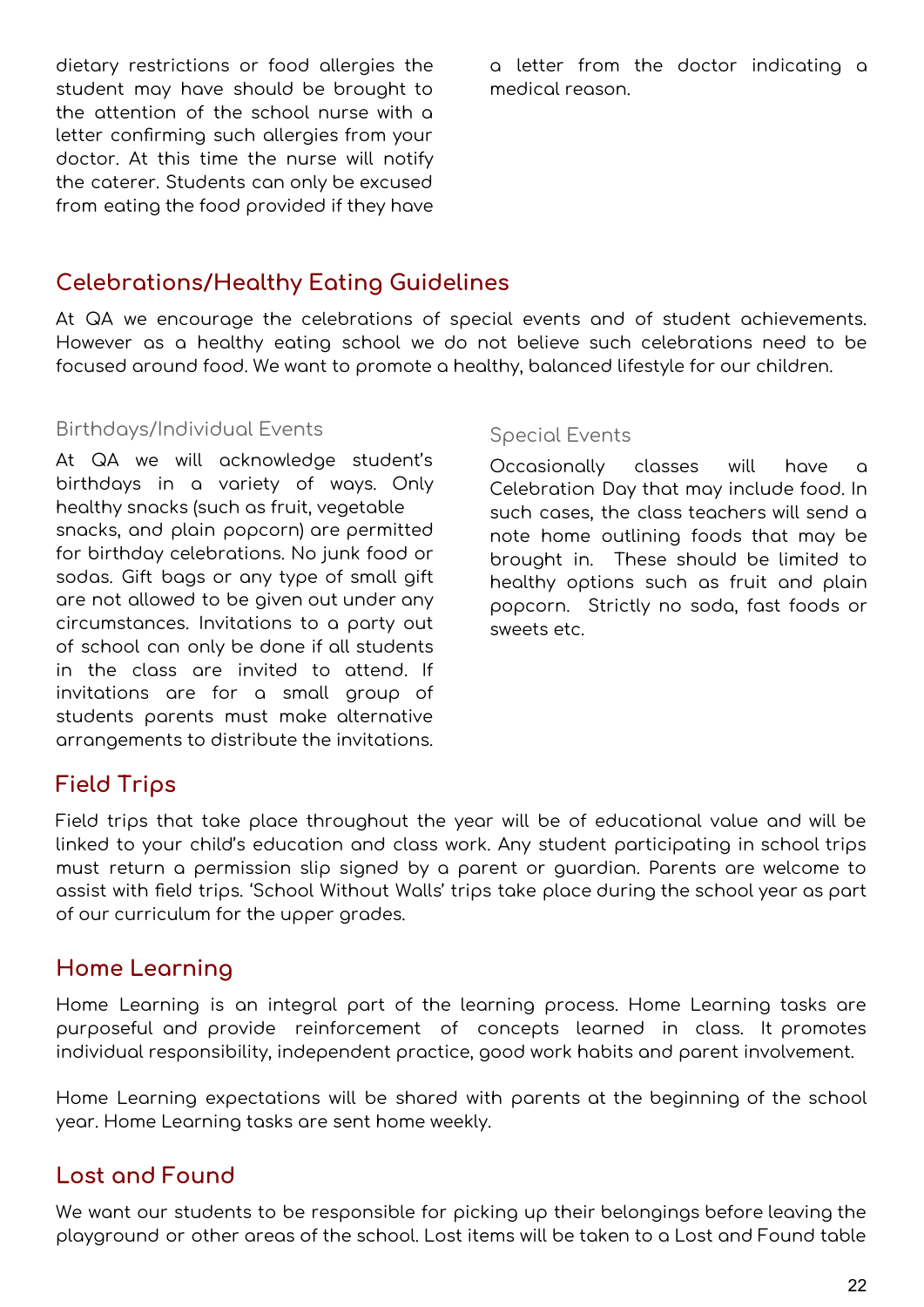dietary restrictions or food allergies the student may have should be brought to the attention of the school nurse with a letter confirming such allergies from your doctor. At this time the nurse will notify the caterer. Students can only be excused from eating the food provided if they have a letter from the doctor indicating a medical reason.

## Celebrations/Healthy Eating Guidelines

At QA we encourage the celebrations of special events and of student achievements. However as a healthy eating school we do not believe such celebrations need to be focused around food. We want to promote a healthy, balanced lifestyle for our children.

### Birthdays/Individual Events

At QA we will acknowledge student's birthdays in a variety of ways. Only healthy snacks (such as fruit, vegetable snacks, and plain popcorn) are permitted for birthday celebrations. No junk food or sodas. Gift bags or any type of small gift are not allowed to be given out under any circumstances. Invitations to a party out of school can only be done if all students in the class are invited to attend. If invitations are for a small group of students parents must make alternative arrangements to distribute the invitations.

### Special Events

Occasionally classes will have a Celebration Day that may include food. In such cases, the class teachers will send a note home outlining foods that may be brought in. These should be limited to healthy options such as fruit and plain popcorn. Strictly no soda, fast foods or sweets etc.

## Field Trips

Field trips that take place throughout the year will be of educational value and will be linked to your child's education and class work. Any student participating in school trips must return a permission slip signed by a parent or guardian. Parents are welcome to assist with field trips. 'School Without Walls' trips take place during the school year as part of our curriculum for the upper grades.

## Home Learning

Home Learning is an integral part of the learning process. Home Learning tasks are purposeful and provide reinforcement of concepts learned in class. It promotes individual responsibility, independent practice, good work habits and parent involvement.

Home Learning expectations will be shared with parents at the beginning of the school year. Home Learning tasks are sent home weekly.

## Lost and Found

We want our students to be responsible for picking up their belongings before leaving the playground or other areas of the school. Lost items will be taken to a Lost and Found table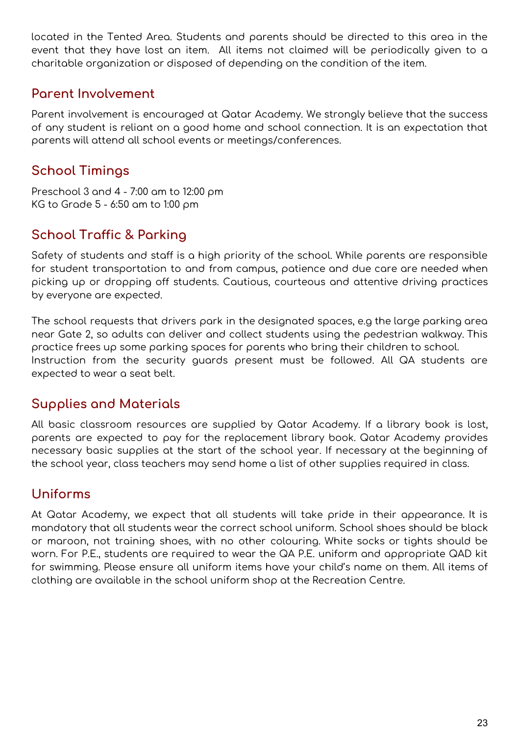located in the Tented Area. Students and parents should be directed to this area in the event that they have lost an item. All items not claimed will be periodically given to a charitable organization or disposed of depending on the condition of the item.

## Parent Involvement

Parent involvement is encouraged at Qatar Academy. We strongly believe that the success of any student is reliant on a good home and school connection. It is an expectation that parents will attend all school events or meetings/conferences.

## School Timings

Preschool 3 and 4 - 7:00 am to 12:00 pm
KG to Grade 5 - 6:50 am to 1:00 pm

## School Traffic & Parking

Safety of students and staff is a high priority of the school. While parents are responsible for student transportation to and from campus, patience and due care are needed when picking up or dropping off students. Cautious, courteous and attentive driving practices by everyone are expected.

The school requests that drivers park in the designated spaces, e.g the large parking area near Gate 2, so adults can deliver and collect students using the pedestrian walkway. This practice frees up some parking spaces for parents who bring their children to school.
Instruction from the security guards present must be followed. All QA students are expected to wear a seat belt.

## Supplies and Materials

All basic classroom resources are supplied by Qatar Academy. If a library book is lost, parents are expected to pay for the replacement library book. Qatar Academy provides necessary basic supplies at the start of the school year. If necessary at the beginning of the school year, class teachers may send home a list of other supplies required in class.

## Uniforms

At Qatar Academy, we expect that all students will take pride in their appearance. It is mandatory that all students wear the correct school uniform. School shoes should be black or maroon, not training shoes, with no other colouring. White socks or tights should be worn. For P.E., students are required to wear the QA P.E. uniform and appropriate QAD kit for swimming. Please ensure all uniform items have your child's name on them. All items of clothing are available in the school uniform shop at the Recreation Centre.